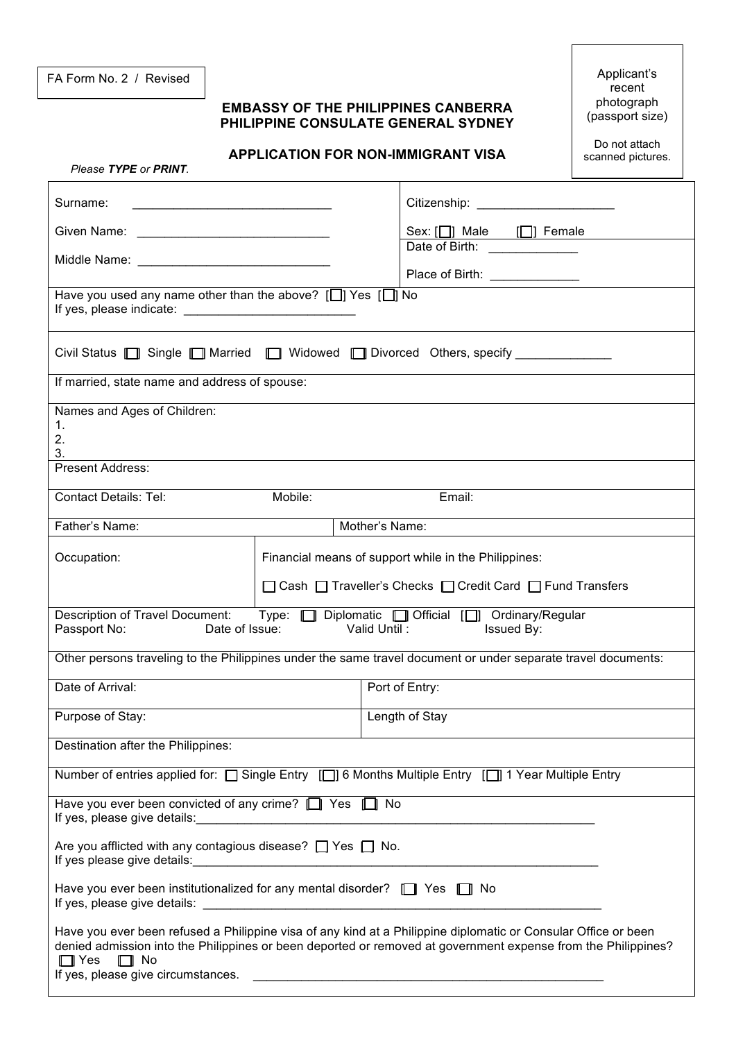FA Form No. 2 / Revised

Applicant's recent photograph (passport size)

Do not attach scanned pictures.

**EMBASSY OF THE PHILIPPINES CANBERRA**
**PHILIPPINE CONSULATE GENERAL SYDNEY**

**APPLICATION FOR NON-IMMIGRANT VISA**

*Please* ***TYPE*** *or* ***PRINT****.*

Surname: ______________________________

Given Name: ____________________________

Middle Name: ___________________________

Citizenship: ____________________

Sex: [☐] Male [☐] Female

Date of Birth: _____________

Place of Birth: _____________

Have you used any name other than the above? [☐] Yes [☐] No
If yes, please indicate: _________________________

Civil Status ☐ Single ☐ Married ☐ Widowed ☐ Divorced Others, specify ______________

If married, state name and address of spouse:

Names and Ages of Children:
1.
2.
3.

Present Address:

Contact Details: Tel: Mobile: Email:

Father's Name: Mother's Name:

Occupation:

Financial means of support while in the Philippines:

☐ Cash ☐ Traveller's Checks ☐ Credit Card ☐ Fund Transfers

Description of Travel Document: Type: [☐] Diplomatic [☐] Official [☐] Ordinary/Regular
Passport No: Date of Issue: Valid Until : Issued By:

Other persons traveling to the Philippines under the same travel document or under separate travel documents:

Date of Arrival: Port of Entry:

Purpose of Stay: Length of Stay

Destination after the Philippines:

Number of entries applied for: ☐ Single Entry [☐] 6 Months Multiple Entry [☐] 1 Year Multiple Entry

Have you ever been convicted of any crime? [☐] Yes [☐] No
If yes, please give details:_____________________________________________________________

Are you afflicted with any contagious disease? ☐ Yes ☐ No.
If yes please give details:______________________________________________________________

Have you ever been institutionalized for any mental disorder? [☐] Yes [☐] No
If yes, please give details: ______________________________________________________________

Have you ever been refused a Philippine visa of any kind at a Philippine diplomatic or Consular Office or been denied admission into the Philippines or been deported or removed at government expense from the Philippines?
[☐] Yes [☐] No
If yes, please give circumstances. _____________________________________________________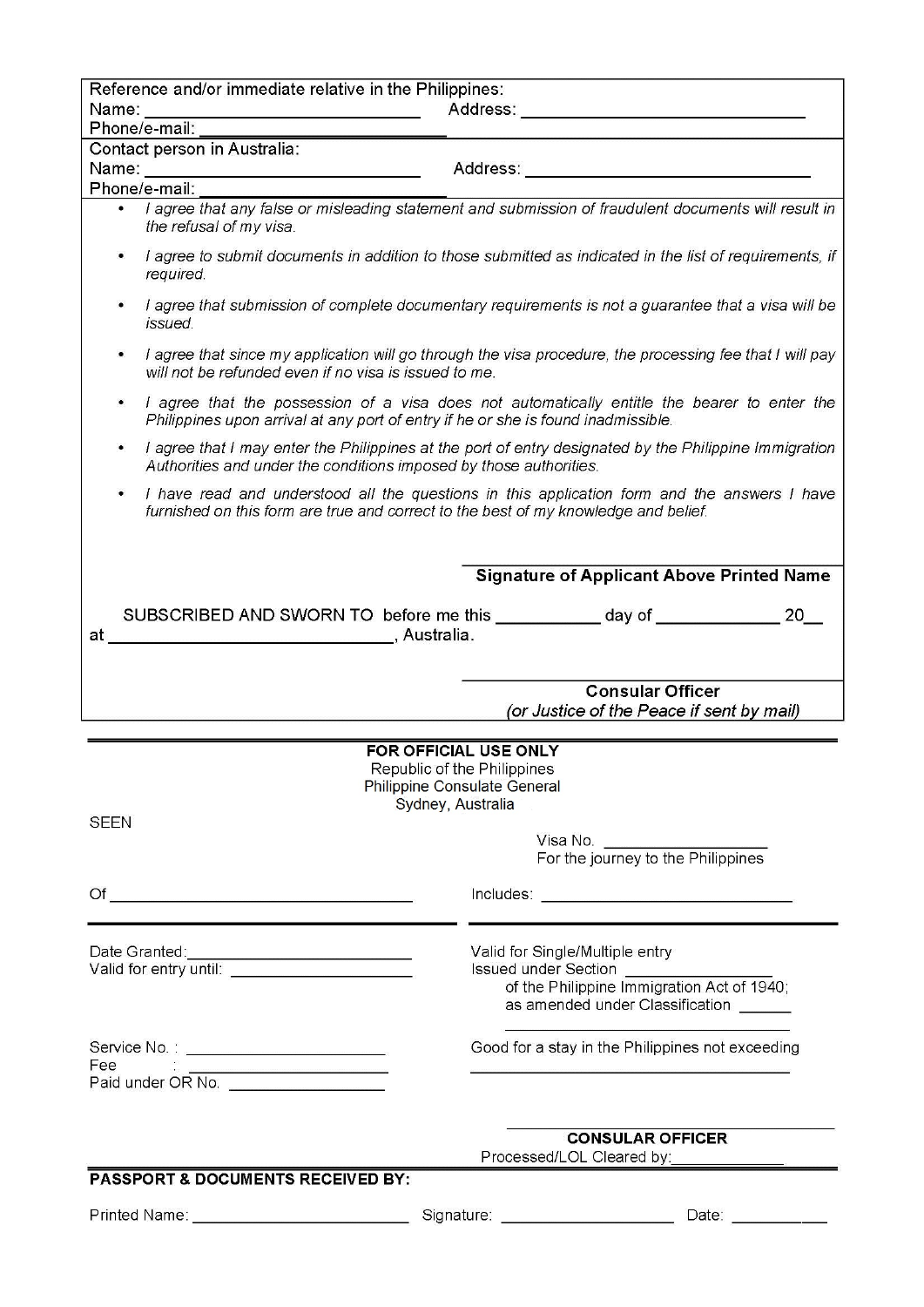Reference and/or immediate relative in the Philippines:
Name: ______________________________ Address: ______________________________
Phone/e-mail: ______________________________

Contact person in Australia:
Name: ______________________________ Address: ______________________________
Phone/e-mail: ______________________________

- *I agree that any false or misleading statement and submission of fraudulent documents will result in the refusal of my visa.*
- *I agree to submit documents in addition to those submitted as indicated in the list of requirements, if required.*
- *I agree that submission of complete documentary requirements is not a guarantee that a visa will be issued.*
- *I agree that since my application will go through the visa procedure, the processing fee that I will pay will not be refunded even if no visa is issued to me.*
- *I agree that the possession of a visa does not automatically entitle the bearer to enter the Philippines upon arrival at any port of entry if he or she is found inadmissible.*
- *I agree that I may enter the Philippines at the port of entry designated by the Philippine Immigration Authorities and under the conditions imposed by those authorities.*
- *I have read and understood all the questions in this application form and the answers I have furnished on this form are true and correct to the best of my knowledge and belief.*

______________________________
**Signature of Applicant Above Printed Name**

SUBSCRIBED AND SWORN TO before me this __________ day of ____________ 20__ at ______________________________, Australia.

______________________________
**Consular Officer**
*(or Justice of the Peace if sent by mail)*

---

**FOR OFFICIAL USE ONLY**
Republic of the Philippines
Philippine Consulate General
Sydney, Australia

SEEN

Visa No. __________________
For the journey to the Philippines

Of ______________________________

Includes: ______________________________

Date Granted: ______________________
Valid for entry until: ______________________

Valid for Single/Multiple entry
Issued under Section ________________
of the Philippine Immigration Act of 1940;
as amended under Classification ______

Service No. : ______________________
Fee : ______________________
Paid under OR No. ______________________

Good for a stay in the Philippines not exceeding
______________________________

______________________________
**CONSULAR OFFICER**
Processed/LOL Cleared by: ____________

**PASSPORT & DOCUMENTS RECEIVED BY:**

Printed Name: ______________________ Signature: ____________________ Date: __________